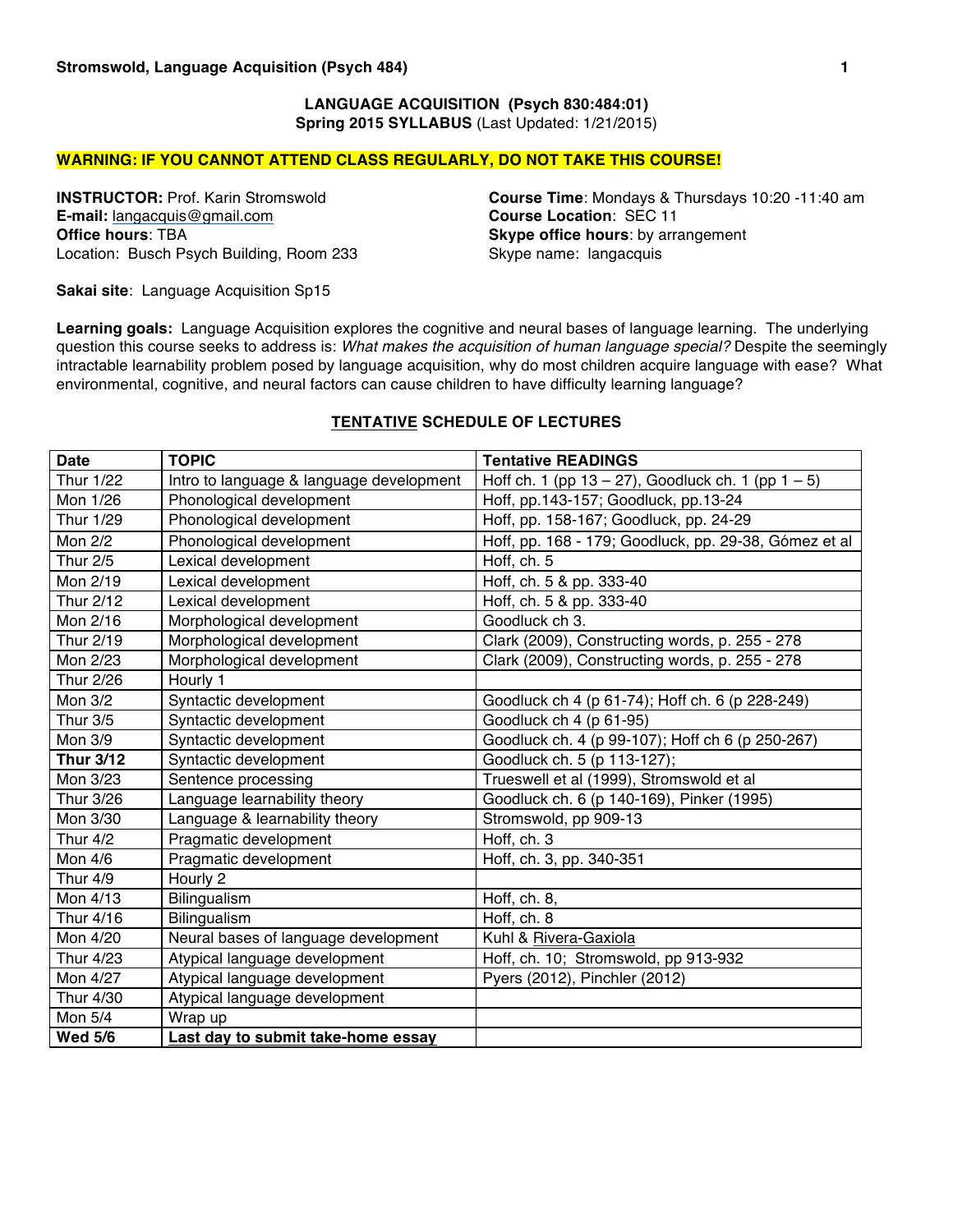# LANGUAGE ACQUISITION (Psych 830:484:01)

**Spring 2015 SYLLABUS** (Last Updated: 1/21/2015)

**WARNING: IF YOU CANNOT ATTEND CLASS REGULARLY, DO NOT TAKE THIS COURSE!**

**INSTRUCTOR:** Prof. Karin Stromswold
**E-mail:** langacquis@gmail.com
**Office hours**: TBA
Location: Busch Psych Building, Room 233

**Course Time**: Mondays & Thursdays 10:20 -11:40 am
**Course Location**: SEC 11
**Skype office hours**: by arrangement
Skype name: langacquis

**Sakai site**: Language Acquisition Sp15

**Learning goals:** Language Acquisition explores the cognitive and neural bases of language learning. The underlying question this course seeks to address is: *What makes the acquisition of human language special?* Despite the seemingly intractable learnability problem posed by language acquisition, why do most children acquire language with ease? What environmental, cognitive, and neural factors can cause children to have difficulty learning language?

## TENTATIVE SCHEDULE OF LECTURES

| Date | TOPIC | Tentative READINGS |
|---|---|---|
| Thur 1/22 | Intro to language & language development | Hoff ch. 1 (pp 13 – 27), Goodluck ch. 1 (pp 1 – 5) |
| Mon 1/26 | Phonological development | Hoff, pp.143-157; Goodluck, pp.13-24 |
| Thur 1/29 | Phonological development | Hoff, pp. 158-167; Goodluck, pp. 24-29 |
| Mon 2/2 | Phonological development | Hoff, pp. 168 - 179; Goodluck, pp. 29-38, Gómez et al |
| Thur 2/5 | Lexical development | Hoff, ch. 5 |
| Mon 2/19 | Lexical development | Hoff, ch. 5 & pp. 333-40 |
| Thur 2/12 | Lexical development | Hoff, ch. 5 & pp. 333-40 |
| Mon 2/16 | Morphological development | Goodluck ch 3. |
| Thur 2/19 | Morphological development | Clark (2009), Constructing words, p. 255 - 278 |
| Mon 2/23 | Morphological development | Clark (2009), Constructing words, p. 255 - 278 |
| Thur 2/26 | Hourly 1 | |
| Mon 3/2 | Syntactic development | Goodluck ch 4 (p 61-74); Hoff ch. 6 (p 228-249) |
| Thur 3/5 | Syntactic development | Goodluck ch 4 (p 61-95) |
| Mon 3/9 | Syntactic development | Goodluck ch. 4 (p 99-107); Hoff ch 6 (p 250-267) |
| **Thur 3/12** | Syntactic development | Goodluck ch. 5 (p 113-127); |
| Mon 3/23 | Sentence processing | Trueswell et al (1999), Stromswold et al |
| Thur 3/26 | Language learnability theory | Goodluck ch. 6 (p 140-169), Pinker (1995) |
| Mon 3/30 | Language & learnability theory | Stromswold, pp 909-13 |
| Thur 4/2 | Pragmatic development | Hoff, ch. 3 |
| Mon 4/6 | Pragmatic development | Hoff, ch. 3, pp. 340-351 |
| Thur 4/9 | Hourly 2 | |
| Mon 4/13 | Bilingualism | Hoff, ch. 8, |
| Thur 4/16 | Bilingualism | Hoff, ch. 8 |
| Mon 4/20 | Neural bases of language development | Kuhl & Rivera-Gaxiola |
| Thur 4/23 | Atypical language development | Hoff, ch. 10; Stromswold, pp 913-932 |
| Mon 4/27 | Atypical language development | Pyers (2012), Pinchler (2012) |
| Thur 4/30 | Atypical language development | |
| Mon 5/4 | Wrap up | |
| **Wed 5/6** | **Last day to submit take-home essay** | |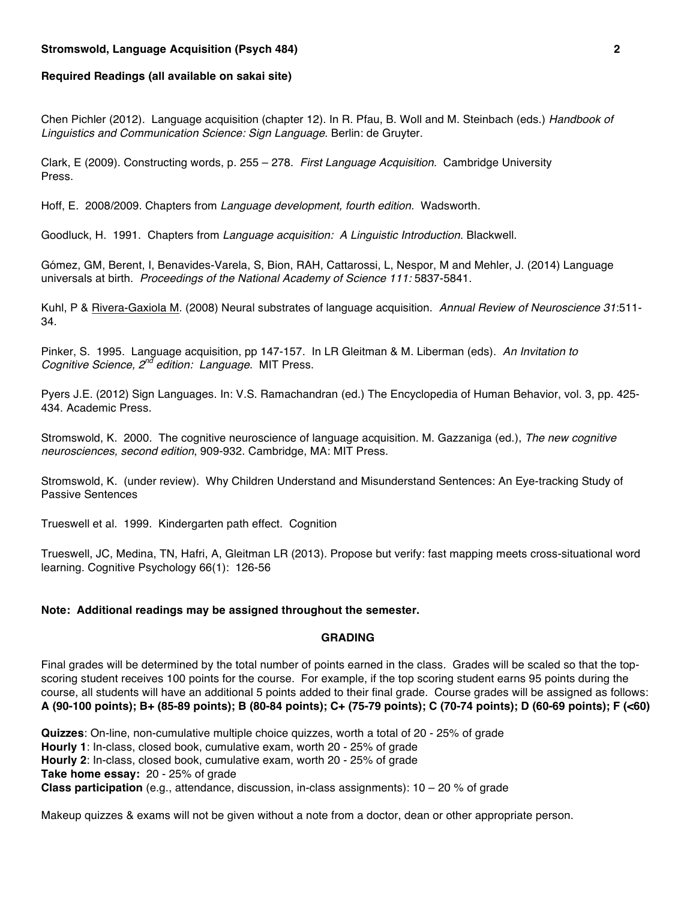**Required Readings (all available on sakai site)**

Chen Pichler (2012). Language acquisition (chapter 12). In R. Pfau, B. Woll and M. Steinbach (eds.) *Handbook of Linguistics and Communication Science: Sign Language*. Berlin: de Gruyter.

Clark, E (2009). Constructing words, p. 255 – 278. *First Language Acquisition.* Cambridge University Press.

Hoff, E. 2008/2009. Chapters from *Language development, fourth edition*. Wadsworth.

Goodluck, H. 1991. Chapters from *Language acquisition: A Linguistic Introduction*. Blackwell.

Gómez, GM, Berent, I, Benavides-Varela, S, Bion, RAH, Cattarossi, L, Nespor, M and Mehler, J. (2014) Language universals at birth. *Proceedings of the National Academy of Science 111:* 5837-5841.

Kuhl, P & Rivera-Gaxiola M. (2008) Neural substrates of language acquisition. *Annual Review of Neuroscience 31*:511-34.

Pinker, S. 1995. Language acquisition, pp 147-157. In LR Gleitman & M. Liberman (eds). *An Invitation to Cognitive Science, 2nd edition: Language*. MIT Press.

Pyers J.E. (2012) Sign Languages. In: V.S. Ramachandran (ed.) The Encyclopedia of Human Behavior, vol. 3, pp. 425-434. Academic Press.

Stromswold, K. 2000. The cognitive neuroscience of language acquisition. M. Gazzaniga (ed.), *The new cognitive neurosciences, second edition*, 909-932. Cambridge, MA: MIT Press.

Stromswold, K. (under review). Why Children Understand and Misunderstand Sentences: An Eye-tracking Study of Passive Sentences

Trueswell et al. 1999. Kindergarten path effect. Cognition

Trueswell, JC, Medina, TN, Hafri, A, Gleitman LR (2013). Propose but verify: fast mapping meets cross-situational word learning. Cognitive Psychology 66(1): 126-56

**Note: Additional readings may be assigned throughout the semester.**

## GRADING

Final grades will be determined by the total number of points earned in the class. Grades will be scaled so that the top-scoring student receives 100 points for the course. For example, if the top scoring student earns 95 points during the course, all students will have an additional 5 points added to their final grade. Course grades will be assigned as follows: **A (90-100 points); B+ (85-89 points); B (80-84 points); C+ (75-79 points); C (70-74 points); D (60-69 points); F (<60)**

**Quizzes**: On-line, non-cumulative multiple choice quizzes, worth a total of 20 - 25% of grade
**Hourly 1**: In-class, closed book, cumulative exam, worth 20 - 25% of grade
**Hourly 2**: In-class, closed book, cumulative exam, worth 20 - 25% of grade
**Take home essay:** 20 - 25% of grade
**Class participation** (e.g., attendance, discussion, in-class assignments): 10 – 20 % of grade

Makeup quizzes & exams will not be given without a note from a doctor, dean or other appropriate person.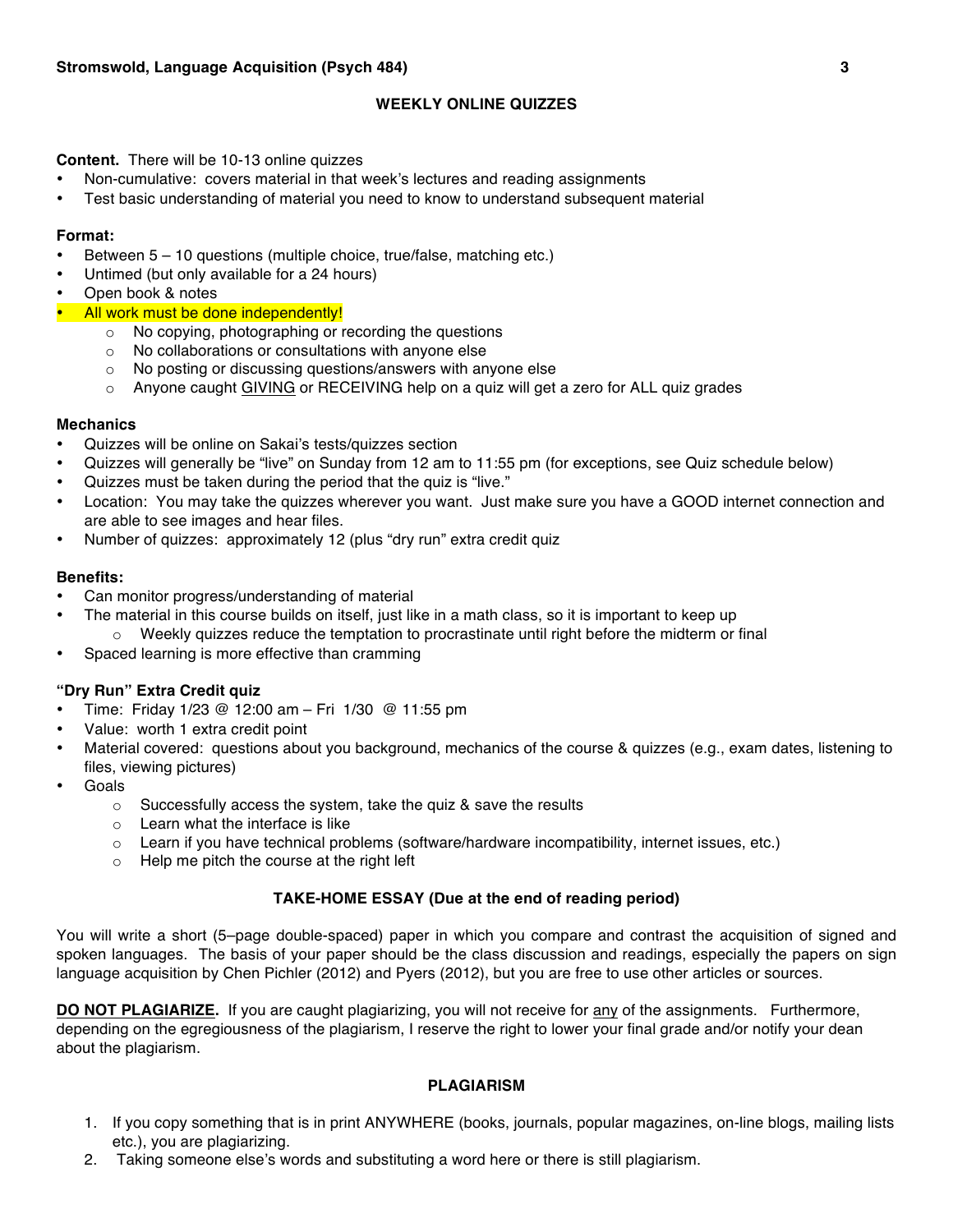## WEEKLY ONLINE QUIZZES

**Content.** There will be 10-13 online quizzes

- Non-cumulative: covers material in that week's lectures and reading assignments
- Test basic understanding of material you need to know to understand subsequent material

**Format:**

- Between 5 – 10 questions (multiple choice, true/false, matching etc.)
- Untimed (but only available for a 24 hours)
- Open book & notes
- All work must be done independently!
  - No copying, photographing or recording the questions
  - No collaborations or consultations with anyone else
  - No posting or discussing questions/answers with anyone else
  - Anyone caught GIVING or RECEIVING help on a quiz will get a zero for ALL quiz grades

**Mechanics**

- Quizzes will be online on Sakai's tests/quizzes section
- Quizzes will generally be "live" on Sunday from 12 am to 11:55 pm (for exceptions, see Quiz schedule below)
- Quizzes must be taken during the period that the quiz is "live."
- Location: You may take the quizzes wherever you want. Just make sure you have a GOOD internet connection and are able to see images and hear files.
- Number of quizzes: approximately 12 (plus "dry run" extra credit quiz

**Benefits:**

- Can monitor progress/understanding of material
- The material in this course builds on itself, just like in a math class, so it is important to keep up
  - Weekly quizzes reduce the temptation to procrastinate until right before the midterm or final
- Spaced learning is more effective than cramming

**"Dry Run" Extra Credit quiz**

- Time: Friday 1/23 @ 12:00 am – Fri 1/30 @ 11:55 pm
- Value: worth 1 extra credit point
- Material covered: questions about you background, mechanics of the course & quizzes (e.g., exam dates, listening to files, viewing pictures)
- Goals
  - Successfully access the system, take the quiz & save the results
  - Learn what the interface is like
  - Learn if you have technical problems (software/hardware incompatibility, internet issues, etc.)
  - Help me pitch the course at the right left

## TAKE-HOME ESSAY (Due at the end of reading period)

You will write a short (5–page double-spaced) paper in which you compare and contrast the acquisition of signed and spoken languages. The basis of your paper should be the class discussion and readings, especially the papers on sign language acquisition by Chen Pichler (2012) and Pyers (2012), but you are free to use other articles or sources.

**DO NOT PLAGIARIZE.** If you are caught plagiarizing, you will not receive for any of the assignments. Furthermore, depending on the egregiousness of the plagiarism, I reserve the right to lower your final grade and/or notify your dean about the plagiarism.

## PLAGIARISM

1. If you copy something that is in print ANYWHERE (books, journals, popular magazines, on-line blogs, mailing lists etc.), you are plagiarizing.
2. Taking someone else's words and substituting a word here or there is still plagiarism.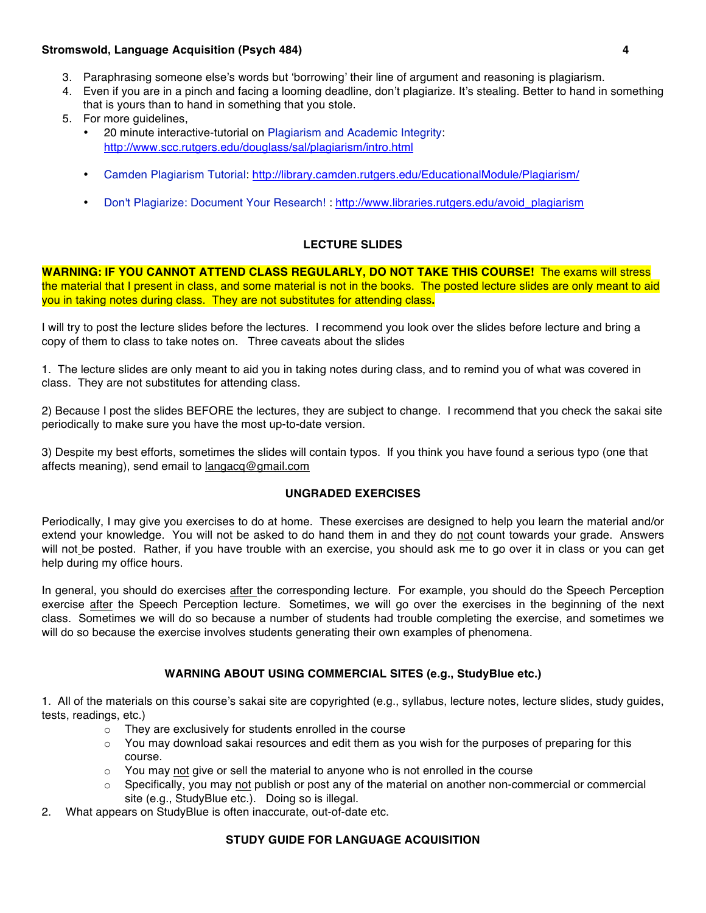3. Paraphrasing someone else's words but 'borrowing' their line of argument and reasoning is plagiarism.
4. Even if you are in a pinch and facing a looming deadline, don't plagiarize. It's stealing. Better to hand in something that is yours than to hand in something that you stole.
5. For more guidelines,
   - 20 minute interactive-tutorial on Plagiarism and Academic Integrity: http://www.scc.rutgers.edu/douglass/sal/plagiarism/intro.html
   - Camden Plagiarism Tutorial: http://library.camden.rutgers.edu/EducationalModule/Plagiarism/
   - Don't Plagiarize: Document Your Research! : http://www.libraries.rutgers.edu/avoid_plagiarism

## LECTURE SLIDES

**WARNING: IF YOU CANNOT ATTEND CLASS REGULARLY, DO NOT TAKE THIS COURSE!** The exams will stress the material that I present in class, and some material is not in the books. The posted lecture slides are only meant to aid you in taking notes during class. They are not substitutes for attending class**.**

I will try to post the lecture slides before the lectures. I recommend you look over the slides before lecture and bring a copy of them to class to take notes on. Three caveats about the slides

1. The lecture slides are only meant to aid you in taking notes during class, and to remind you of what was covered in class. They are not substitutes for attending class.

2) Because I post the slides BEFORE the lectures, they are subject to change. I recommend that you check the sakai site periodically to make sure you have the most up-to-date version.

3) Despite my best efforts, sometimes the slides will contain typos. If you think you have found a serious typo (one that affects meaning), send email to langacq@gmail.com

## UNGRADED EXERCISES

Periodically, I may give you exercises to do at home. These exercises are designed to help you learn the material and/or extend your knowledge. You will not be asked to do hand them in and they do not count towards your grade. Answers will not be posted. Rather, if you have trouble with an exercise, you should ask me to go over it in class or you can get help during my office hours.

In general, you should do exercises after the corresponding lecture. For example, you should do the Speech Perception exercise after the Speech Perception lecture. Sometimes, we will go over the exercises in the beginning of the next class. Sometimes we will do so because a number of students had trouble completing the exercise, and sometimes we will do so because the exercise involves students generating their own examples of phenomena.

## WARNING ABOUT USING COMMERCIAL SITES (e.g., StudyBlue etc.)

1. All of the materials on this course's sakai site are copyrighted (e.g., syllabus, lecture notes, lecture slides, study guides, tests, readings, etc.)
   - They are exclusively for students enrolled in the course
   - You may download sakai resources and edit them as you wish for the purposes of preparing for this course.
   - You may not give or sell the material to anyone who is not enrolled in the course
   - Specifically, you may not publish or post any of the material on another non-commercial or commercial site (e.g., StudyBlue etc.). Doing so is illegal.
2. What appears on StudyBlue is often inaccurate, out-of-date etc.

## STUDY GUIDE FOR LANGUAGE ACQUISITION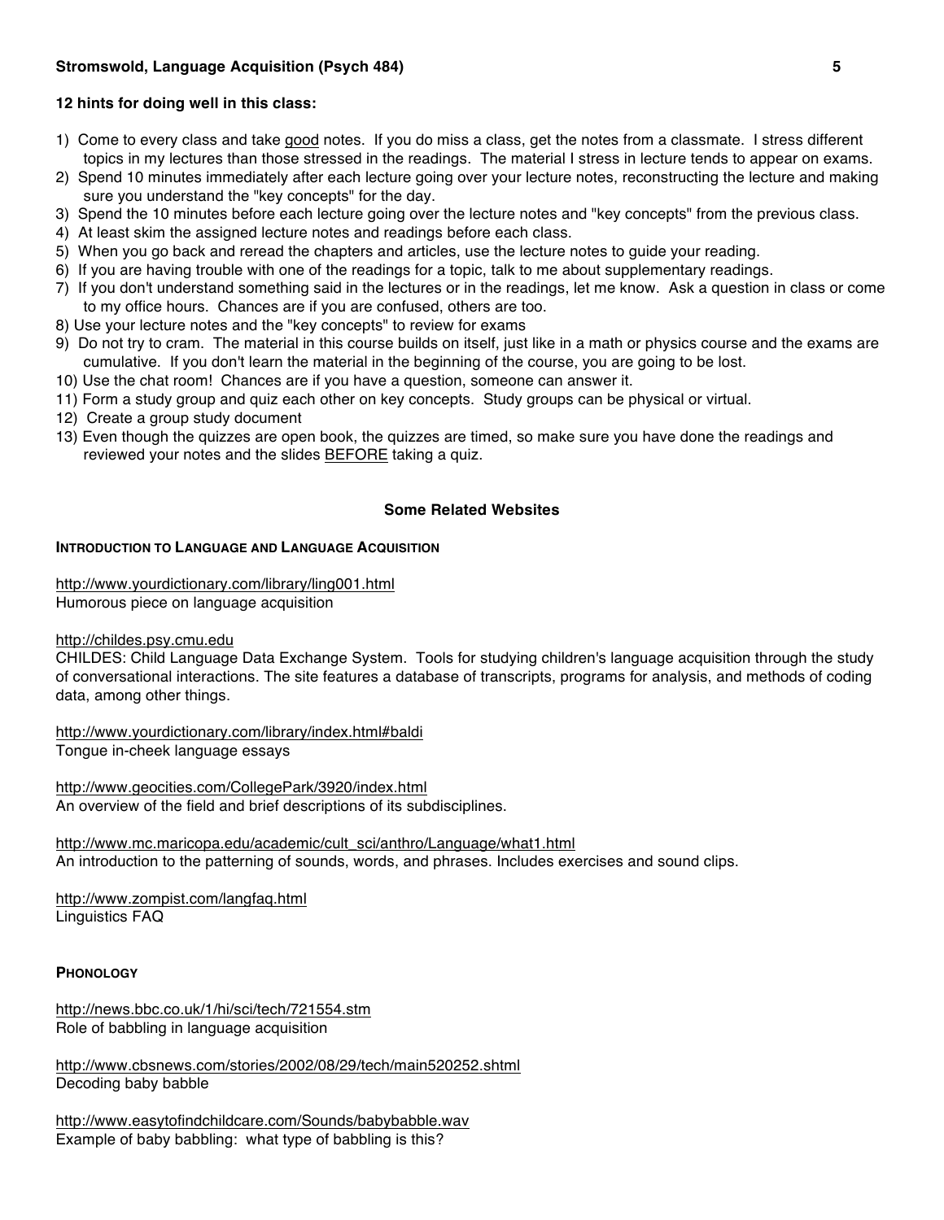**12 hints for doing well in this class:**

1) Come to every class and take <u>good</u> notes. If you do miss a class, get the notes from a classmate. I stress different topics in my lectures than those stressed in the readings. The material I stress in lecture tends to appear on exams.
2) Spend 10 minutes immediately after each lecture going over your lecture notes, reconstructing the lecture and making sure you understand the "key concepts" for the day.
3) Spend the 10 minutes before each lecture going over the lecture notes and "key concepts" from the previous class.
4) At least skim the assigned lecture notes and readings before each class.
5) When you go back and reread the chapters and articles, use the lecture notes to guide your reading.
6) If you are having trouble with one of the readings for a topic, talk to me about supplementary readings.
7) If you don't understand something said in the lectures or in the readings, let me know. Ask a question in class or come to my office hours. Chances are if you are confused, others are too.
8) Use your lecture notes and the "key concepts" to review for exams
9) Do not try to cram. The material in this course builds on itself, just like in a math or physics course and the exams are cumulative. If you don't learn the material in the beginning of the course, you are going to be lost.
10) Use the chat room! Chances are if you have a question, someone can answer it.
11) Form a study group and quiz each other on key concepts. Study groups can be physical or virtual.
12) Create a group study document
13) Even though the quizzes are open book, the quizzes are timed, so make sure you have done the readings and reviewed your notes and the slides <u>BEFORE</u> taking a quiz.

## Some Related Websites

### INTRODUCTION TO LANGUAGE AND LANGUAGE ACQUISITION

http://www.yourdictionary.com/library/ling001.html
Humorous piece on language acquisition

http://childes.psy.cmu.edu
CHILDES: Child Language Data Exchange System. Tools for studying children's language acquisition through the study of conversational interactions. The site features a database of transcripts, programs for analysis, and methods of coding data, among other things.

http://www.yourdictionary.com/library/index.html#baldi
Tongue in-cheek language essays

http://www.geocities.com/CollegePark/3920/index.html
An overview of the field and brief descriptions of its subdisciplines.

http://www.mc.maricopa.edu/academic/cult_sci/anthro/Language/what1.html
An introduction to the patterning of sounds, words, and phrases. Includes exercises and sound clips.

http://www.zompist.com/langfaq.html
Linguistics FAQ

### PHONOLOGY

http://news.bbc.co.uk/1/hi/sci/tech/721554.stm
Role of babbling in language acquisition

http://www.cbsnews.com/stories/2002/08/29/tech/main520252.shtml
Decoding baby babble

http://www.easytofindchildcare.com/Sounds/babybabble.wav
Example of baby babbling: what type of babbling is this?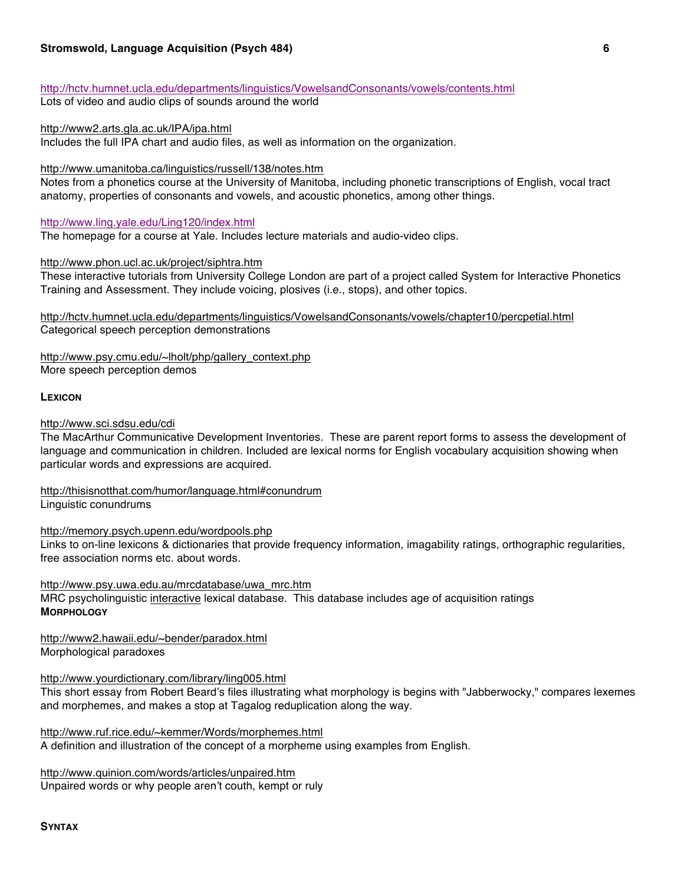http://hctv.humnet.ucla.edu/departments/linguistics/VowelsandConsonants/vowels/contents.html
Lots of video and audio clips of sounds around the world

http://www2.arts.gla.ac.uk/IPA/ipa.html
Includes the full IPA chart and audio files, as well as information on the organization.

http://www.umanitoba.ca/linguistics/russell/138/notes.htm
Notes from a phonetics course at the University of Manitoba, including phonetic transcriptions of English, vocal tract anatomy, properties of consonants and vowels, and acoustic phonetics, among other things.

http://www.ling.yale.edu/Ling120/index.html
The homepage for a course at Yale. Includes lecture materials and audio-video clips.

http://www.phon.ucl.ac.uk/project/siphtra.htm
These interactive tutorials from University College London are part of a project called System for Interactive Phonetics Training and Assessment. They include voicing, plosives (i.e., stops), and other topics.

http://hctv.humnet.ucla.edu/departments/linguistics/VowelsandConsonants/vowels/chapter10/percpetial.html
Categorical speech perception demonstrations

http://www.psy.cmu.edu/~lholt/php/gallery_context.php
More speech perception demos

**LEXICON**

http://www.sci.sdsu.edu/cdi
The MacArthur Communicative Development Inventories. These are parent report forms to assess the development of language and communication in children. Included are lexical norms for English vocabulary acquisition showing when particular words and expressions are acquired.

http://thisisnotthat.com/humor/language.html#conundrum
Linguistic conundrums

http://memory.psych.upenn.edu/wordpools.php
Links to on-line lexicons & dictionaries that provide frequency information, imagability ratings, orthographic regularities, free association norms etc. about words.

http://www.psy.uwa.edu.au/mrcdatabase/uwa_mrc.htm
MRC psycholinguistic interactive lexical database. This database includes age of acquisition ratings

**MORPHOLOGY**

http://www2.hawaii.edu/~bender/paradox.html
Morphological paradoxes

http://www.yourdictionary.com/library/ling005.html
This short essay from Robert Beard's files illustrating what morphology is begins with "Jabberwocky," compares lexemes and morphemes, and makes a stop at Tagalog reduplication along the way.

http://www.ruf.rice.edu/~kemmer/Words/morphemes.html
A definition and illustration of the concept of a morpheme using examples from English.

http://www.quinion.com/words/articles/unpaired.htm
Unpaired words or why people aren't couth, kempt or ruly

**SYNTAX**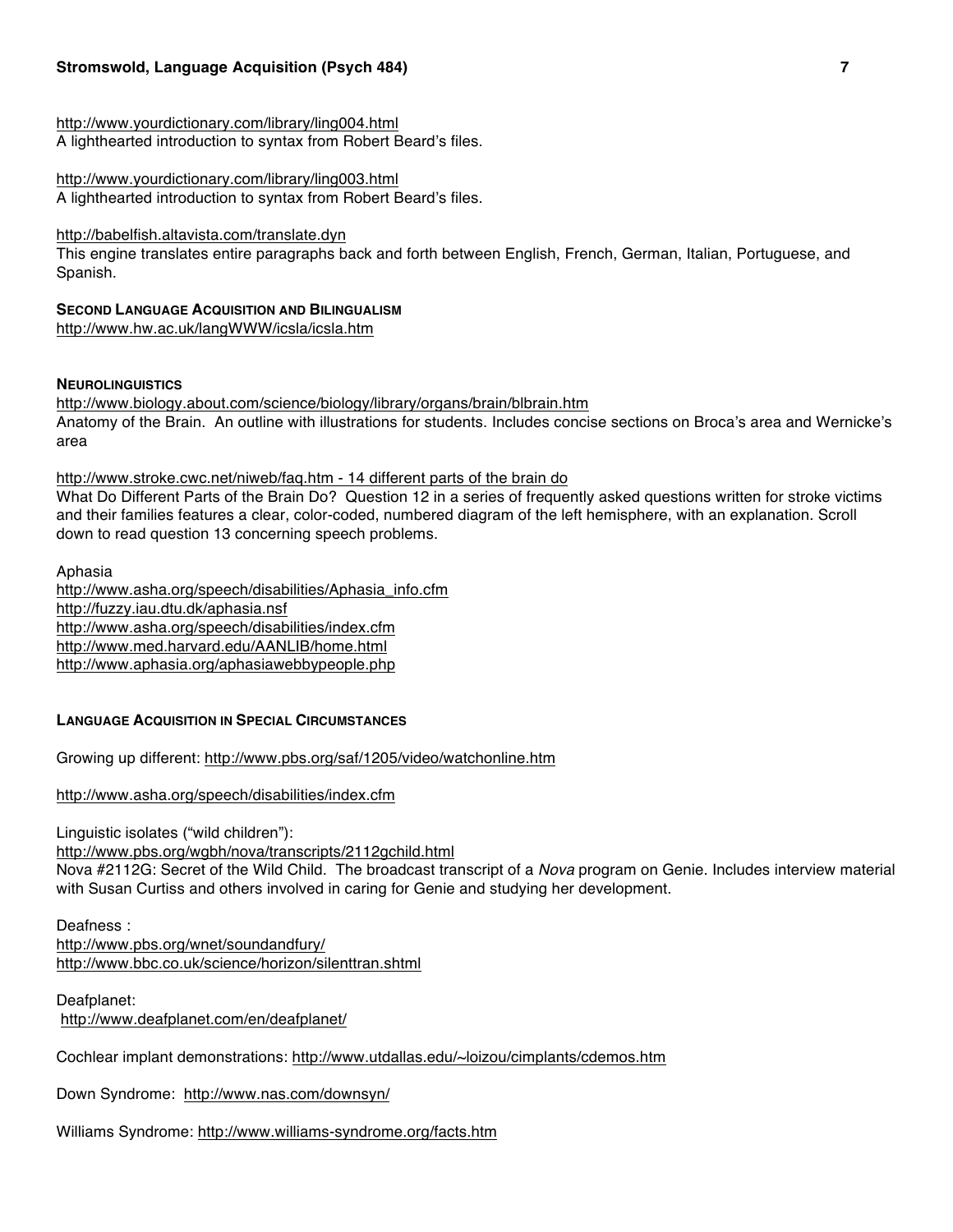http://www.yourdictionary.com/library/ling004.html
A lighthearted introduction to syntax from Robert Beard's files.

http://www.yourdictionary.com/library/ling003.html
A lighthearted introduction to syntax from Robert Beard's files.

http://babelfish.altavista.com/translate.dyn
This engine translates entire paragraphs back and forth between English, French, German, Italian, Portuguese, and Spanish.

### SECOND LANGUAGE ACQUISITION AND BILINGUALISM

http://www.hw.ac.uk/langWWW/icsla/icsla.htm

### NEUROLINGUISTICS

http://www.biology.about.com/science/biology/library/organs/brain/blbrain.htm
Anatomy of the Brain. An outline with illustrations for students. Includes concise sections on Broca's area and Wernicke's area

http://www.stroke.cwc.net/niweb/faq.htm - 14 different parts of the brain do
What Do Different Parts of the Brain Do? Question 12 in a series of frequently asked questions written for stroke victims and their families features a clear, color-coded, numbered diagram of the left hemisphere, with an explanation. Scroll down to read question 13 concerning speech problems.

Aphasia
http://www.asha.org/speech/disabilities/Aphasia_info.cfm
http://fuzzy.iau.dtu.dk/aphasia.nsf
http://www.asha.org/speech/disabilities/index.cfm
http://www.med.harvard.edu/AANLIB/home.html
http://www.aphasia.org/aphasiawebbypeople.php

### LANGUAGE ACQUISITION IN SPECIAL CIRCUMSTANCES

Growing up different: http://www.pbs.org/saf/1205/video/watchonline.htm

http://www.asha.org/speech/disabilities/index.cfm

Linguistic isolates ("wild children"):
http://www.pbs.org/wgbh/nova/transcripts/2112gchild.html
Nova #2112G: Secret of the Wild Child. The broadcast transcript of a *Nova* program on Genie. Includes interview material with Susan Curtiss and others involved in caring for Genie and studying her development.

Deafness :
http://www.pbs.org/wnet/soundandfury/
http://www.bbc.co.uk/science/horizon/silenttran.shtml

Deafplanet:
http://www.deafplanet.com/en/deafplanet/

Cochlear implant demonstrations: http://www.utdallas.edu/~loizou/cimplants/cdemos.htm

Down Syndrome: http://www.nas.com/downsyn/

Williams Syndrome: http://www.williams-syndrome.org/facts.htm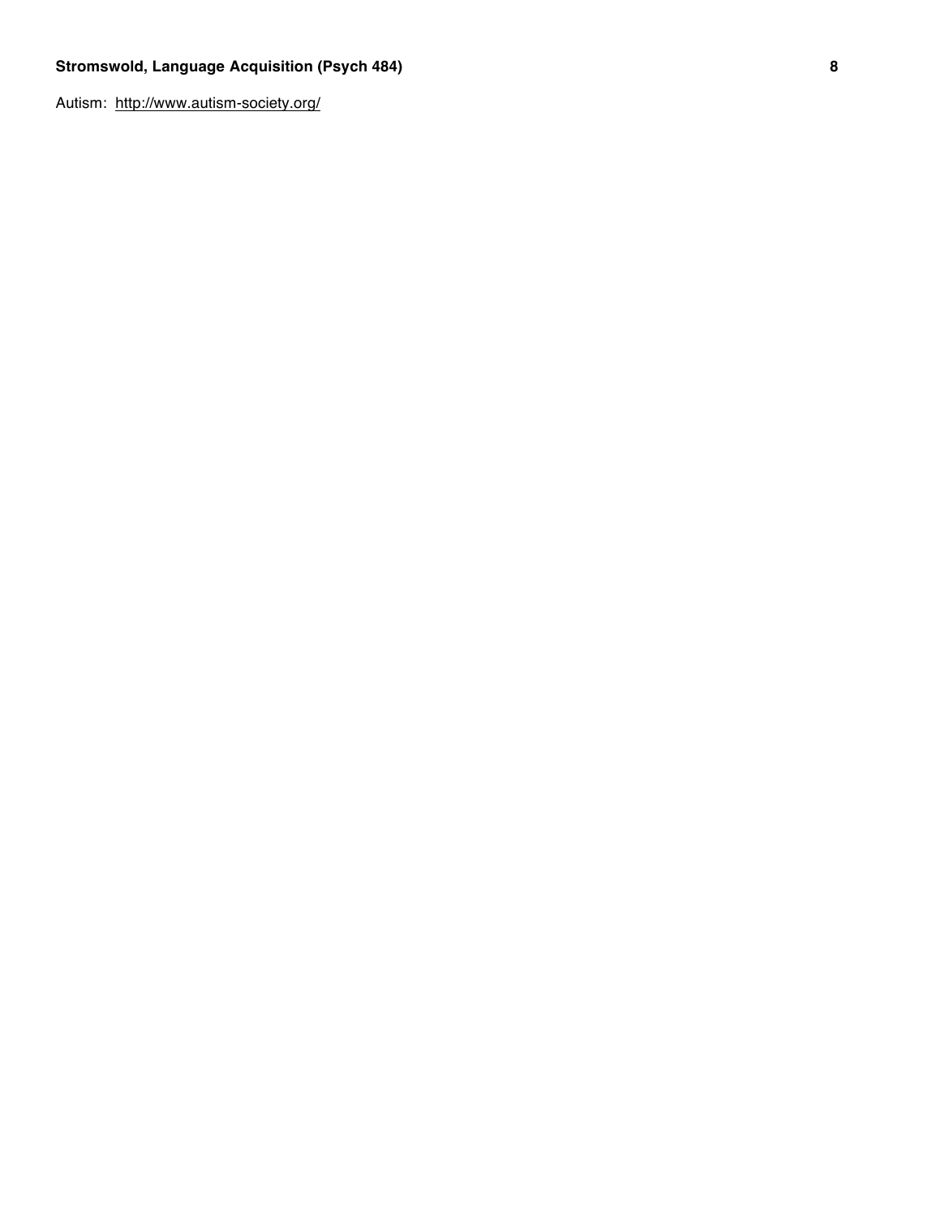Autism: http://www.autism-society.org/